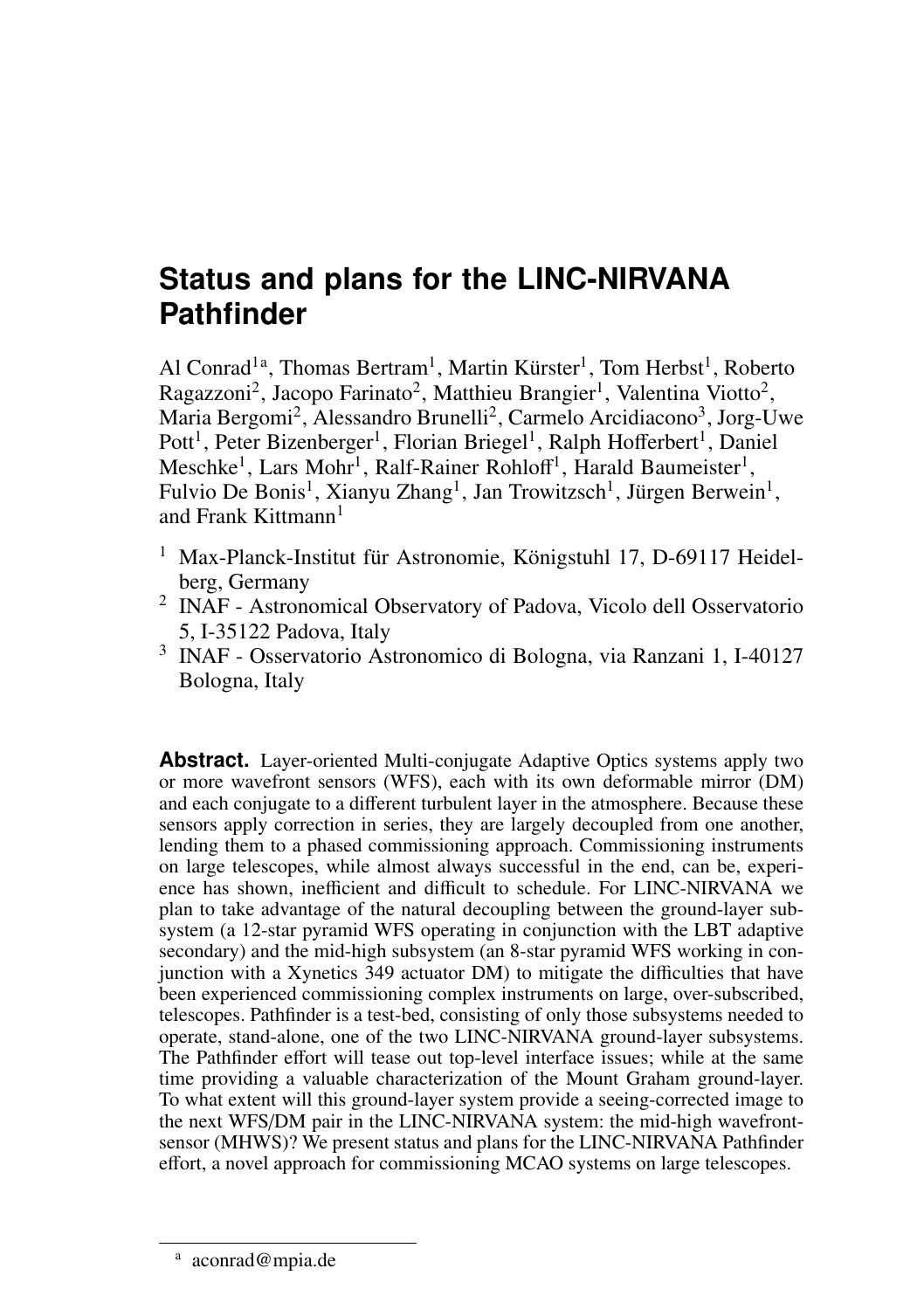# Status and plans for the LINC-NIRVANA Pathfinder

Al Conrad[1a], Thomas Bertram[1], Martin Kürster[1], Tom Herbst[1], Roberto Ragazzoni[2], Jacopo Farinato[2], Matthieu Brangier[1], Valentina Viotto[2], Maria Bergomi[2], Alessandro Brunelli[2], Carmelo Arcidiacono[3], Jorg-Uwe Pott[1], Peter Bizenberger[1], Florian Briegel[1], Ralph Hofferbert[1], Daniel Meschke[1], Lars Mohr[1], Ralf-Rainer Rohloff[1], Harald Baumeister[1], Fulvio De Bonis[1], Xianyu Zhang[1], Jan Trowitzsch[1], Jürgen Berwein[1], and Frank Kittmann[1]

[1] Max-Planck-Institut für Astronomie, Königstuhl 17, D-69117 Heidelberg, Germany
[2] INAF - Astronomical Observatory of Padova, Vicolo dell Osservatorio 5, I-35122 Padova, Italy
[3] INAF - Osservatorio Astronomico di Bologna, via Ranzani 1, I-40127 Bologna, Italy

**Abstract.** Layer-oriented Multi-conjugate Adaptive Optics systems apply two or more wavefront sensors (WFS), each with its own deformable mirror (DM) and each conjugate to a different turbulent layer in the atmosphere. Because these sensors apply correction in series, they are largely decoupled from one another, lending them to a phased commissioning approach. Commissioning instruments on large telescopes, while almost always successful in the end, can be, experience has shown, inefficient and difficult to schedule. For LINC-NIRVANA we plan to take advantage of the natural decoupling between the ground-layer subsystem (a 12-star pyramid WFS operating in conjunction with the LBT adaptive secondary) and the mid-high subsystem (an 8-star pyramid WFS working in conjunction with a Xynetics 349 actuator DM) to mitigate the difficulties that have been experienced commissioning complex instruments on large, over-subscribed, telescopes. Pathfinder is a test-bed, consisting of only those subsystems needed to operate, stand-alone, one of the two LINC-NIRVANA ground-layer subsystems. The Pathfinder effort will tease out top-level interface issues; while at the same time providing a valuable characterization of the Mount Graham ground-layer. To what extent will this ground-layer system provide a seeing-corrected image to the next WFS/DM pair in the LINC-NIRVANA system: the mid-high wavefront-sensor (MHWS)? We present status and plans for the LINC-NIRVANA Pathfinder effort, a novel approach for commissioning MCAO systems on large telescopes.

[a] aconrad@mpia.de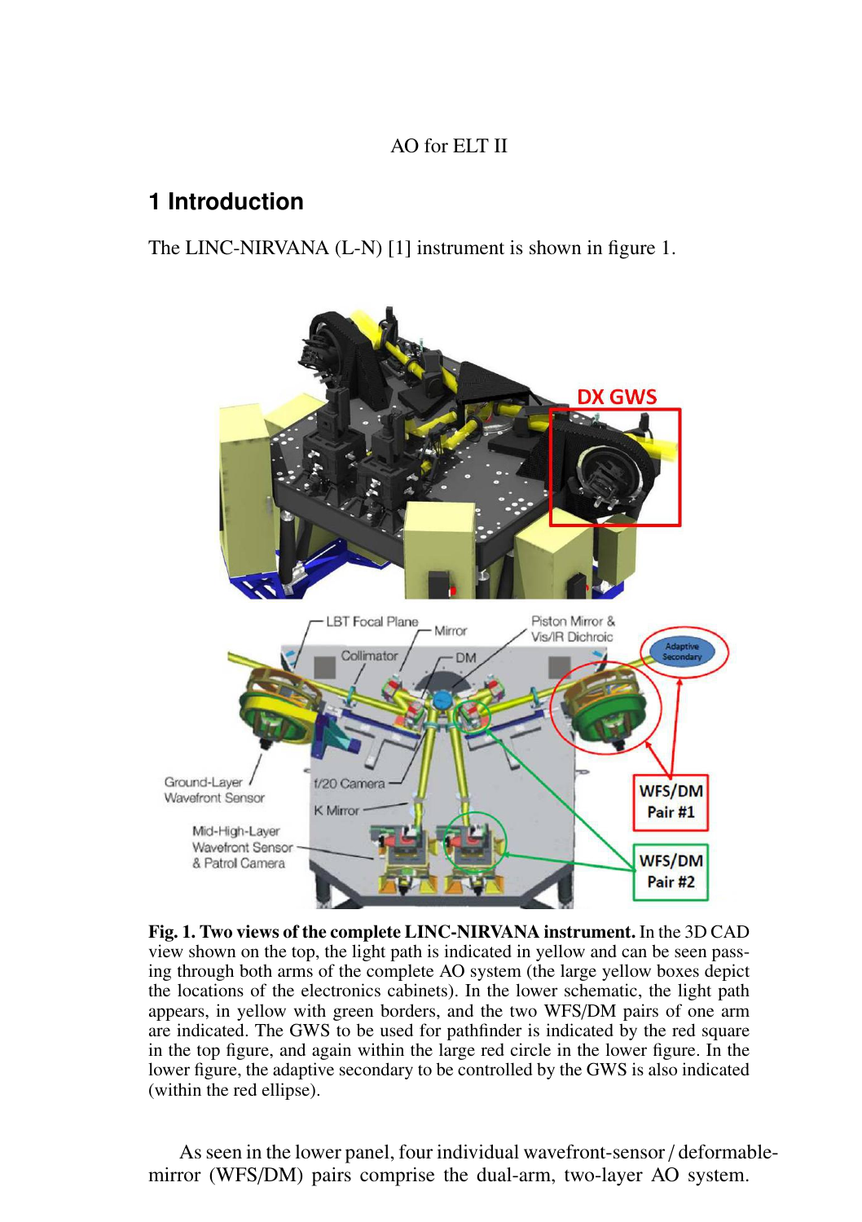## 1 Introduction

The LINC-NIRVANA (L-N) [1] instrument is shown in figure 1.

**Fig. 1. Two views of the complete LINC-NIRVANA instrument.** In the 3D CAD view shown on the top, the light path is indicated in yellow and can be seen passing through both arms of the complete AO system (the large yellow boxes depict the locations of the electronics cabinets). In the lower schematic, the light path appears, in yellow with green borders, and the two WFS/DM pairs of one arm are indicated. The GWS to be used for pathfinder is indicated by the red square in the top figure, and again within the large red circle in the lower figure. In the lower figure, the adaptive secondary to be controlled by the GWS is also indicated (within the red ellipse).

As seen in the lower panel, four individual wavefront-sensor / deformable-mirror (WFS/DM) pairs comprise the dual-arm, two-layer AO system.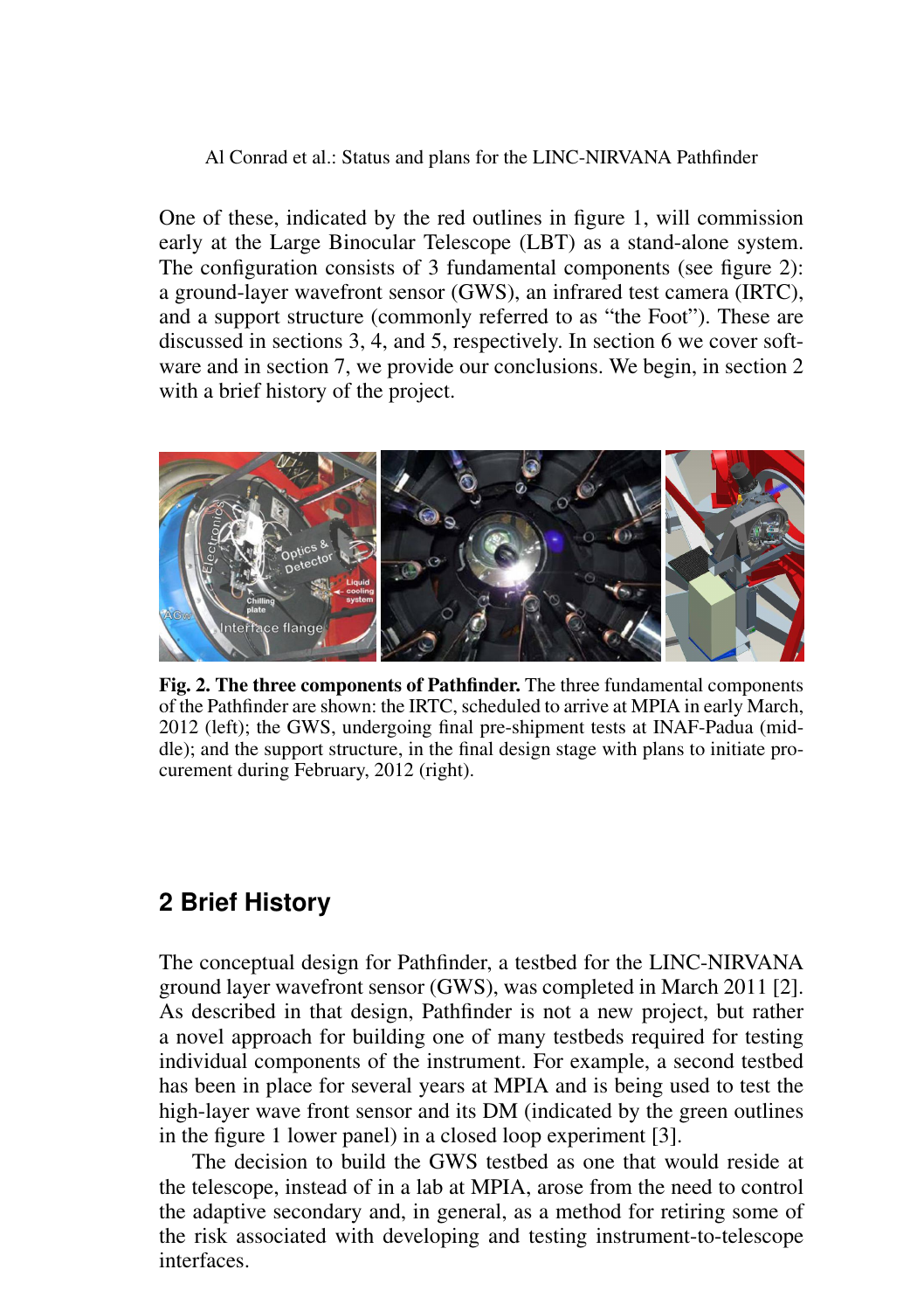One of these, indicated by the red outlines in figure 1, will commission early at the Large Binocular Telescope (LBT) as a stand-alone system. The configuration consists of 3 fundamental components (see figure 2): a ground-layer wavefront sensor (GWS), an infrared test camera (IRTC), and a support structure (commonly referred to as "the Foot"). These are discussed in sections 3, 4, and 5, respectively. In section 6 we cover software and in section 7, we provide our conclusions. We begin, in section 2 with a brief history of the project.

**Fig. 2. The three components of Pathfinder.** The three fundamental components of the Pathfinder are shown: the IRTC, scheduled to arrive at MPIA in early March, 2012 (left); the GWS, undergoing final pre-shipment tests at INAF-Padua (middle); and the support structure, in the final design stage with plans to initiate procurement during February, 2012 (right).

## 2 Brief History

The conceptual design for Pathfinder, a testbed for the LINC-NIRVANA ground layer wavefront sensor (GWS), was completed in March 2011 [2]. As described in that design, Pathfinder is not a new project, but rather a novel approach for building one of many testbeds required for testing individual components of the instrument. For example, a second testbed has been in place for several years at MPIA and is being used to test the high-layer wave front sensor and its DM (indicated by the green outlines in the figure 1 lower panel) in a closed loop experiment [3].

The decision to build the GWS testbed as one that would reside at the telescope, instead of in a lab at MPIA, arose from the need to control the adaptive secondary and, in general, as a method for retiring some of the risk associated with developing and testing instrument-to-telescope interfaces.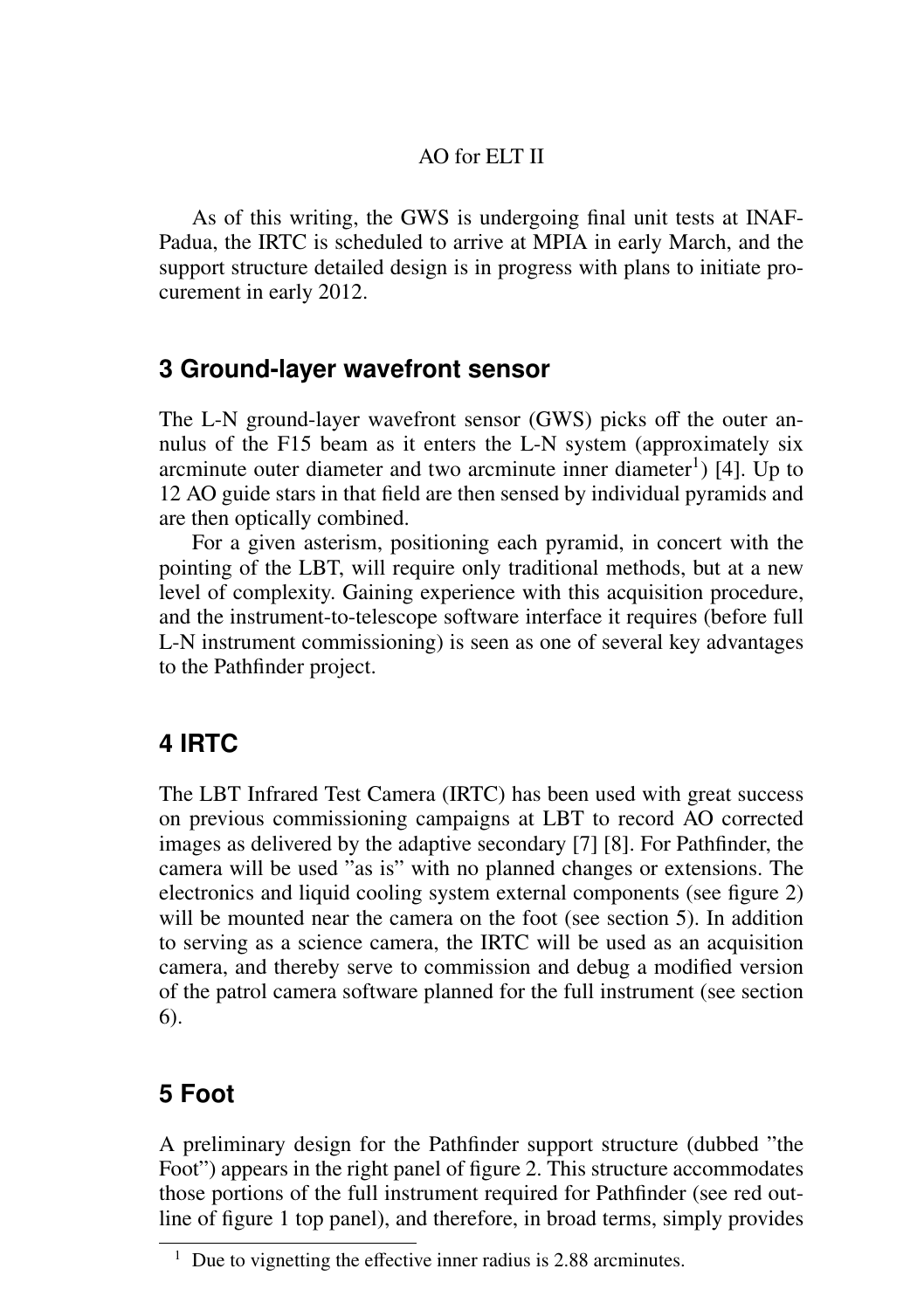As of this writing, the GWS is undergoing final unit tests at INAF-Padua, the IRTC is scheduled to arrive at MPIA in early March, and the support structure detailed design is in progress with plans to initiate procurement in early 2012.

## 3 Ground-layer wavefront sensor

The L-N ground-layer wavefront sensor (GWS) picks off the outer annulus of the F15 beam as it enters the L-N system (approximately six arcminute outer diameter and two arcminute inner diameter[1]) [4]. Up to 12 AO guide stars in that field are then sensed by individual pyramids and are then optically combined.

For a given asterism, positioning each pyramid, in concert with the pointing of the LBT, will require only traditional methods, but at a new level of complexity. Gaining experience with this acquisition procedure, and the instrument-to-telescope software interface it requires (before full L-N instrument commissioning) is seen as one of several key advantages to the Pathfinder project.

## 4 IRTC

The LBT Infrared Test Camera (IRTC) has been used with great success on previous commissioning campaigns at LBT to record AO corrected images as delivered by the adaptive secondary [7] [8]. For Pathfinder, the camera will be used "as is" with no planned changes or extensions. The electronics and liquid cooling system external components (see figure 2) will be mounted near the camera on the foot (see section 5). In addition to serving as a science camera, the IRTC will be used as an acquisition camera, and thereby serve to commission and debug a modified version of the patrol camera software planned for the full instrument (see section 6).

## 5 Foot

A preliminary design for the Pathfinder support structure (dubbed "the Foot") appears in the right panel of figure 2. This structure accommodates those portions of the full instrument required for Pathfinder (see red outline of figure 1 top panel), and therefore, in broad terms, simply provides

[1] Due to vignetting the effective inner radius is 2.88 arcminutes.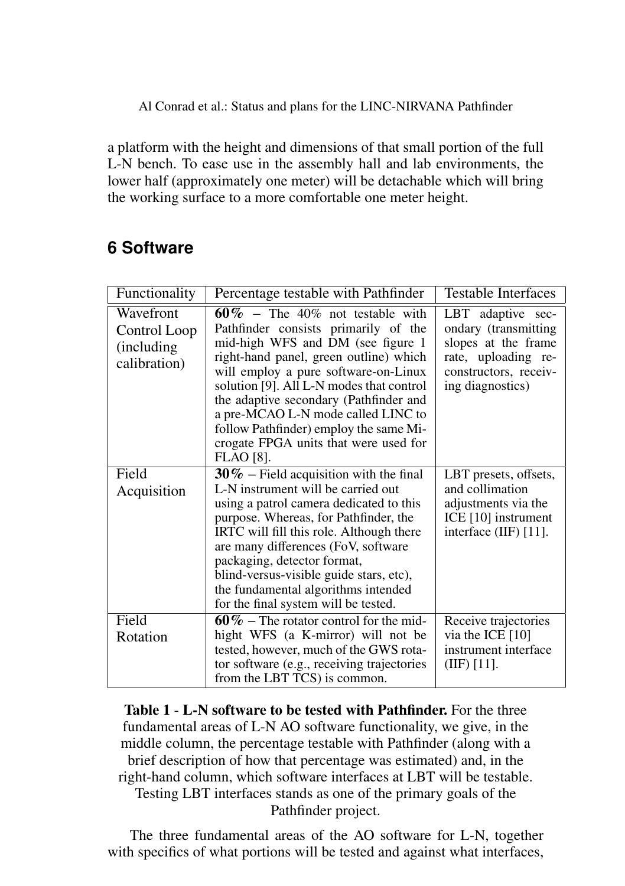a platform with the height and dimensions of that small portion of the full L-N bench. To ease use in the assembly hall and lab environments, the lower half (approximately one meter) will be detachable which will bring the working surface to a more comfortable one meter height.

## 6 Software

| Functionality | Percentage testable with Pathfinder | Testable Interfaces |
|---|---|---|
| Wavefront Control Loop (including calibration) | **60%** – The 40% not testable with Pathfinder consists primarily of the mid-high WFS and DM (see figure 1 right-hand panel, green outline) which will employ a pure software-on-Linux solution [9]. All L-N modes that control the adaptive secondary (Pathfinder and a pre-MCAO L-N mode called LINC to follow Pathfinder) employ the same Microgate FPGA units that were used for FLAO [8]. | LBT adaptive secondary (transmitting slopes at the frame rate, uploading reconstructors, receiving diagnostics) |
| Field Acquisition | **30%** – Field acquisition with the final L-N instrument will be carried out using a patrol camera dedicated to this purpose. Whereas, for Pathfinder, the IRTC will fill this role. Although there are many differences (FoV, software packaging, detector format, blind-versus-visible guide stars, etc), the fundamental algorithms intended for the final system will be tested. | LBT presets, offsets, and collimation adjustments via the ICE [10] instrument interface (IIF) [11]. |
| Field Rotation | **60%** – The rotator control for the mid-hight WFS (a K-mirror) will not be tested, however, much of the GWS rotator software (e.g., receiving trajectories from the LBT TCS) is common. | Receive trajectories via the ICE [10] instrument interface (IIF) [11]. |

**Table 1** - **L-N software to be tested with Pathfinder.** For the three fundamental areas of L-N AO software functionality, we give, in the middle column, the percentage testable with Pathfinder (along with a brief description of how that percentage was estimated) and, in the right-hand column, which software interfaces at LBT will be testable. Testing LBT interfaces stands as one of the primary goals of the Pathfinder project.

The three fundamental areas of the AO software for L-N, together with specifics of what portions will be tested and against what interfaces,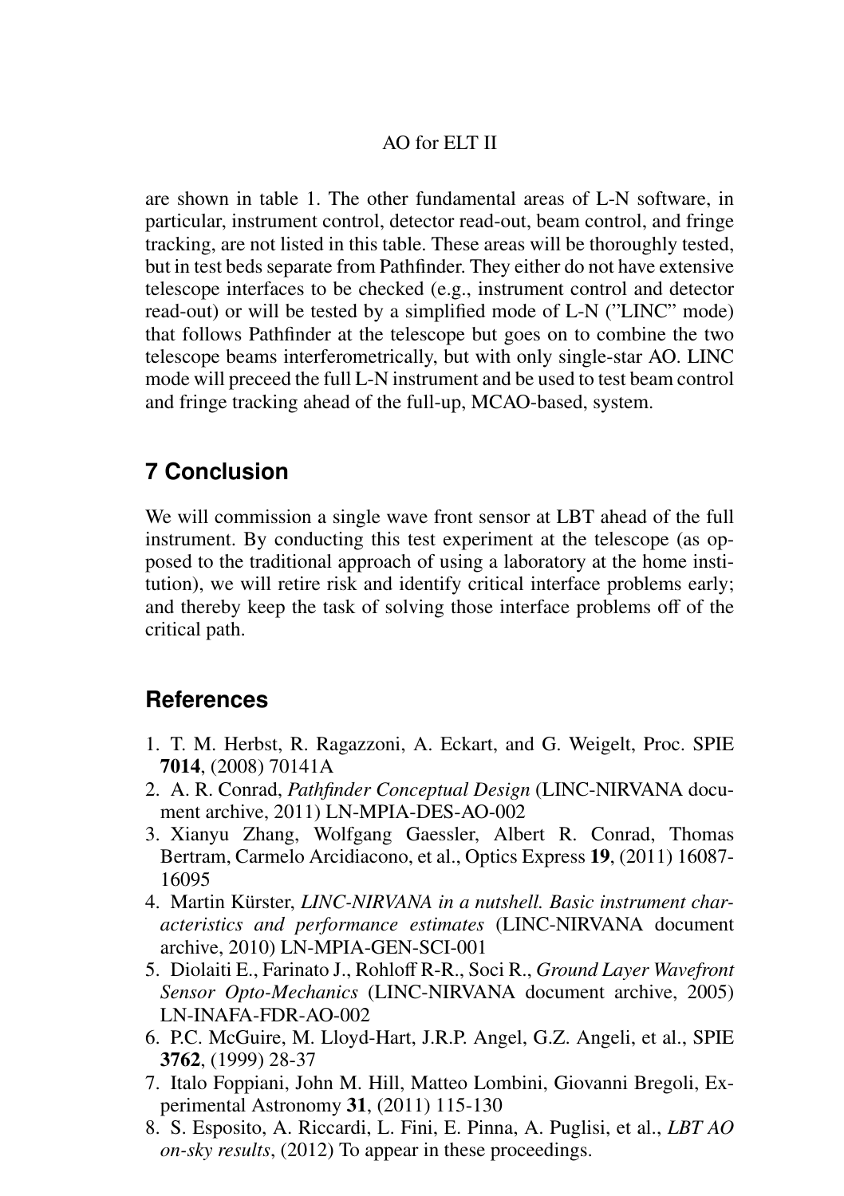are shown in table 1. The other fundamental areas of L-N software, in particular, instrument control, detector read-out, beam control, and fringe tracking, are not listed in this table. These areas will be thoroughly tested, but in test beds separate from Pathfinder. They either do not have extensive telescope interfaces to be checked (e.g., instrument control and detector read-out) or will be tested by a simplified mode of L-N ("LINC" mode) that follows Pathfinder at the telescope but goes on to combine the two telescope beams interferometrically, but with only single-star AO. LINC mode will preceed the full L-N instrument and be used to test beam control and fringe tracking ahead of the full-up, MCAO-based, system.

## 7 Conclusion

We will commission a single wave front sensor at LBT ahead of the full instrument. By conducting this test experiment at the telescope (as opposed to the traditional approach of using a laboratory at the home institution), we will retire risk and identify critical interface problems early; and thereby keep the task of solving those interface problems off of the critical path.

## References

1. T. M. Herbst, R. Ragazzoni, A. Eckart, and G. Weigelt, Proc. SPIE **7014**, (2008) 70141A
2. A. R. Conrad, *Pathfinder Conceptual Design* (LINC-NIRVANA document archive, 2011) LN-MPIA-DES-AO-002
3. Xianyu Zhang, Wolfgang Gaessler, Albert R. Conrad, Thomas Bertram, Carmelo Arcidiacono, et al., Optics Express **19**, (2011) 16087-16095
4. Martin Kürster, *LINC-NIRVANA in a nutshell. Basic instrument characteristics and performance estimates* (LINC-NIRVANA document archive, 2010) LN-MPIA-GEN-SCI-001
5. Diolaiti E., Farinato J., Rohloff R-R., Soci R., *Ground Layer Wavefront Sensor Opto-Mechanics* (LINC-NIRVANA document archive, 2005) LN-INAFA-FDR-AO-002
6. P.C. McGuire, M. Lloyd-Hart, J.R.P. Angel, G.Z. Angeli, et al., SPIE **3762**, (1999) 28-37
7. Italo Foppiani, John M. Hill, Matteo Lombini, Giovanni Bregoli, Experimental Astronomy **31**, (2011) 115-130
8. S. Esposito, A. Riccardi, L. Fini, E. Pinna, A. Puglisi, et al., *LBT AO on-sky results*, (2012) To appear in these proceedings.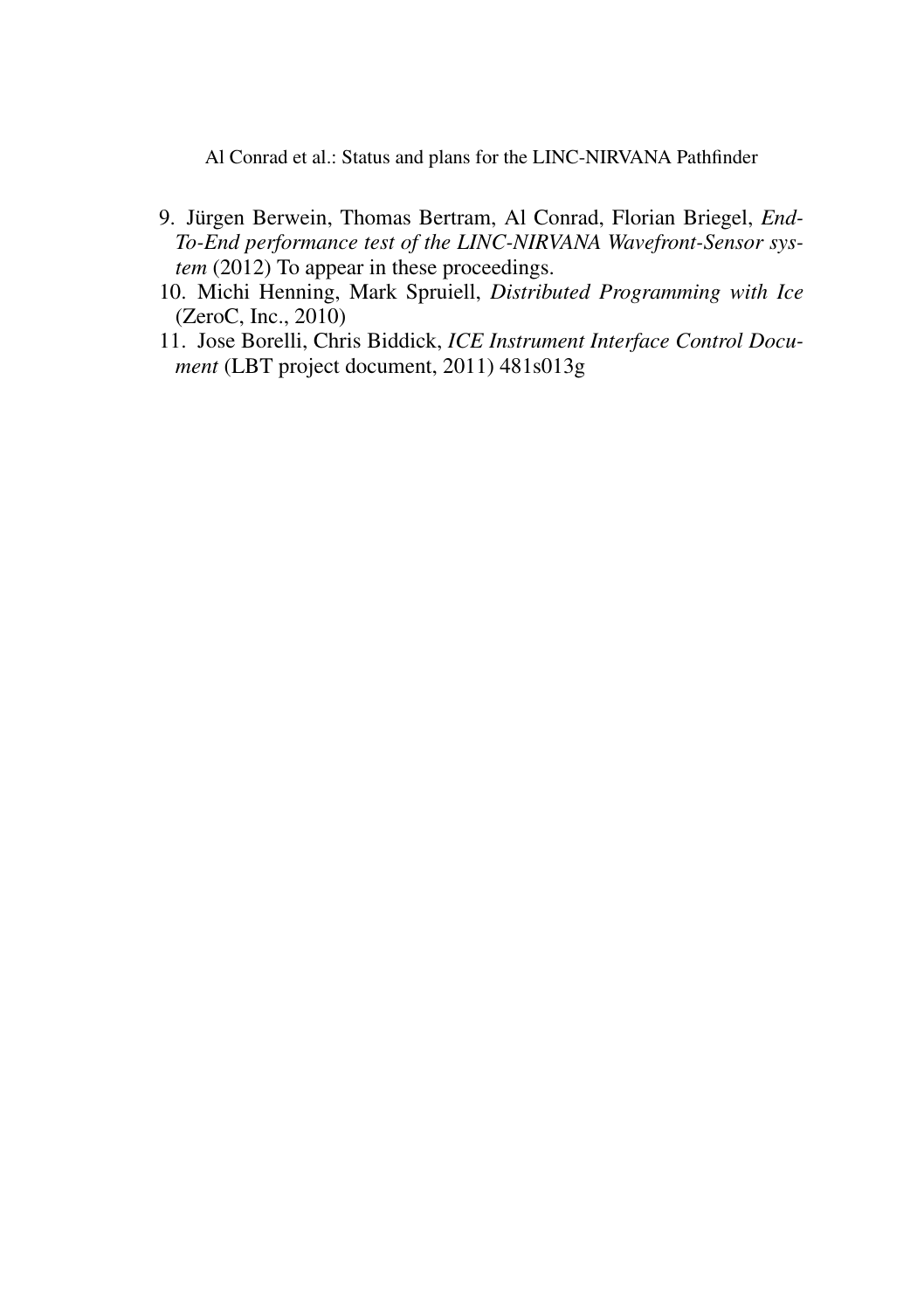9. Jürgen Berwein, Thomas Bertram, Al Conrad, Florian Briegel, *End-To-End performance test of the LINC-NIRVANA Wavefront-Sensor system* (2012) To appear in these proceedings.
10. Michi Henning, Mark Spruiell, *Distributed Programming with Ice* (ZeroC, Inc., 2010)
11. Jose Borelli, Chris Biddick, *ICE Instrument Interface Control Document* (LBT project document, 2011) 481s013g